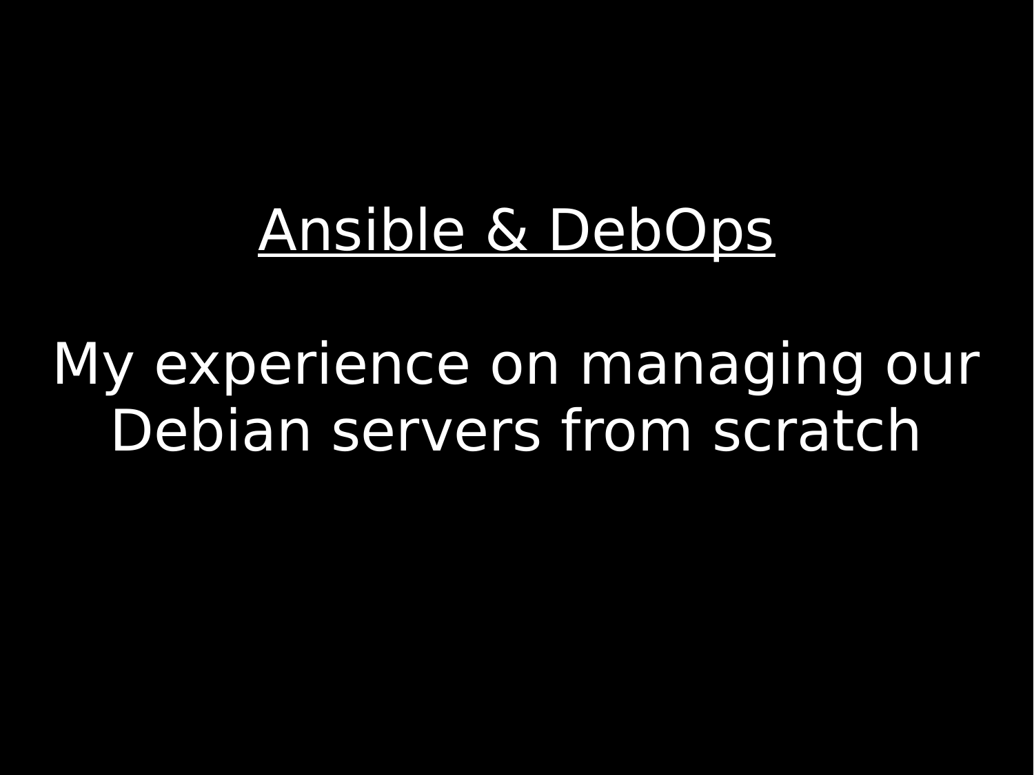# Ansible & DebOps

My experience on managing our Debian servers from scratch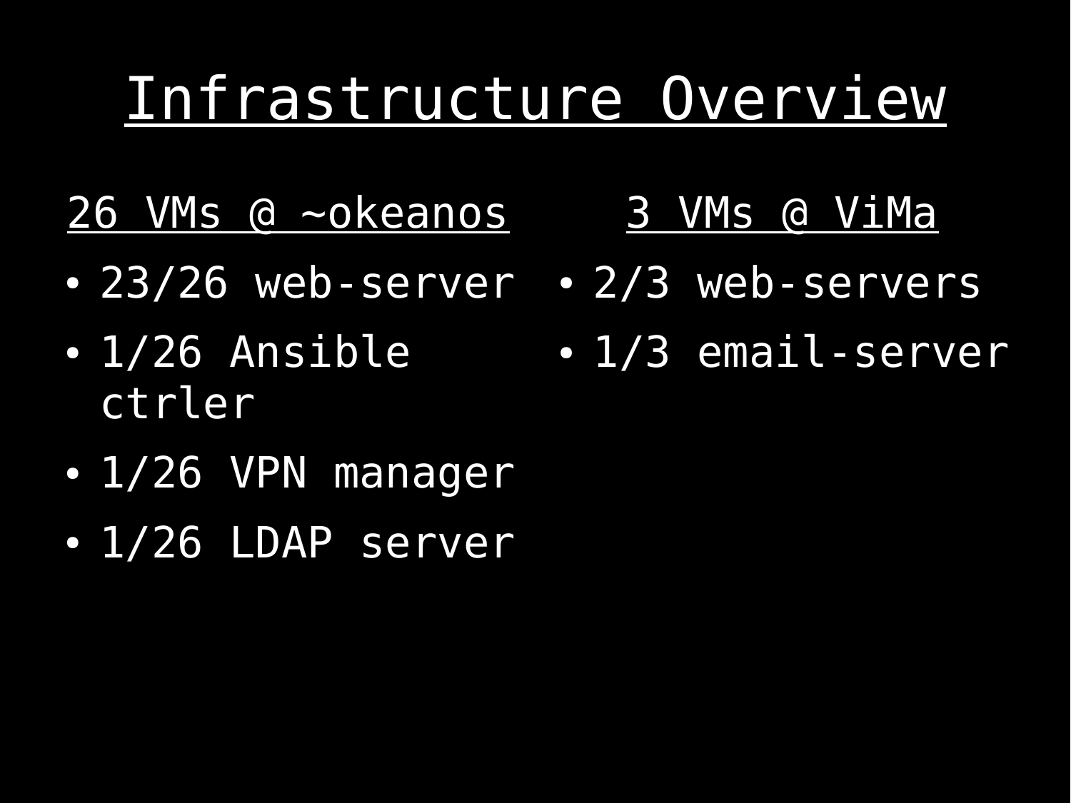# Infrastructure Overview

## 26 VMs @ ~okeanos

- 23/26 web-server
- 1/26 Ansible ctrler
- 1/26 VPN manager
- 1/26 LDAP server

## 3 VMs @ ViMa

- 2/3 web-servers
- 1/3 email-server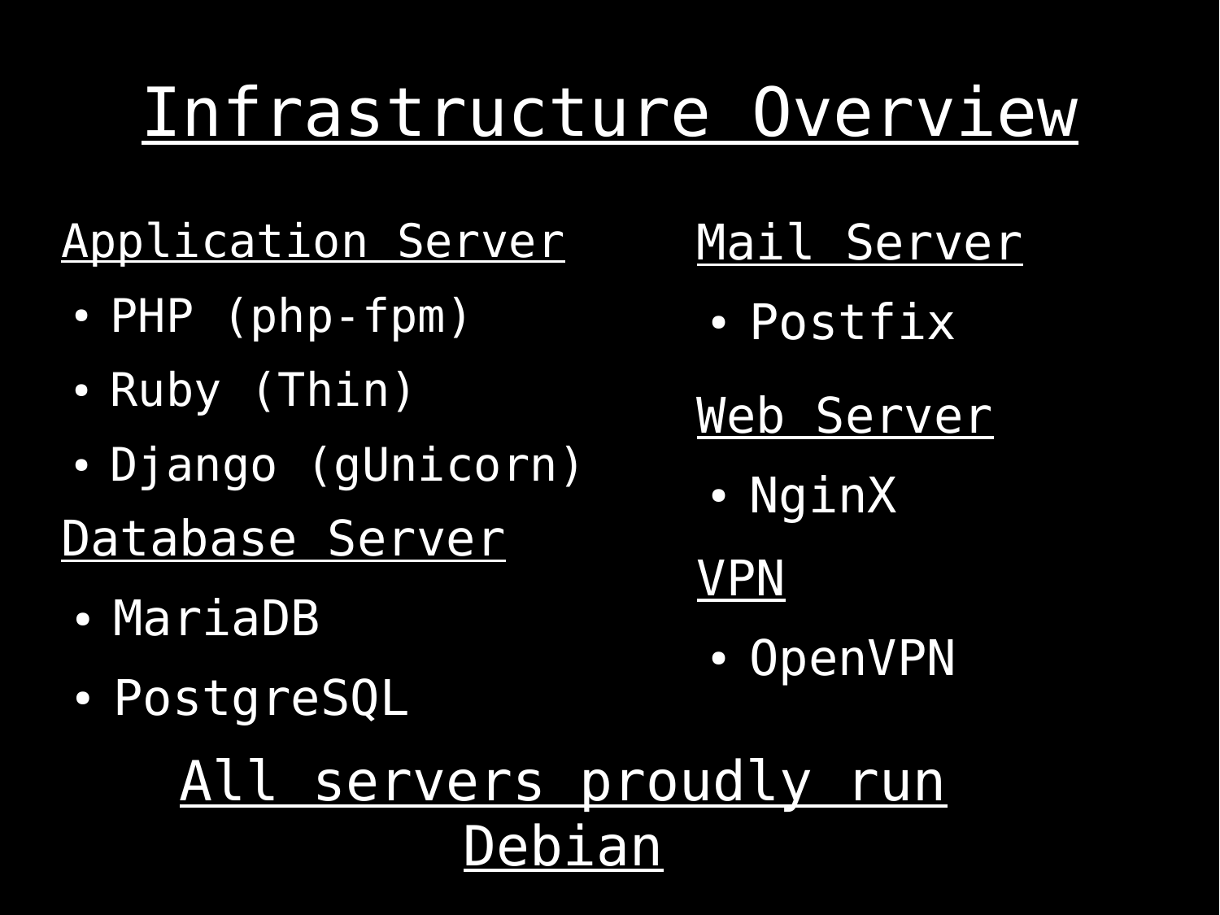# Infrastructure Overview

## Application Server

- PHP (php-fpm)
- Ruby (Thin)
- Django (gUnicorn)

## Database Server

- MariaDB
- PostgreSQL

## Mail Server

- Postfix

## Web Server

- NginX

## VPN

- OpenVPN

**All servers proudly run Debian**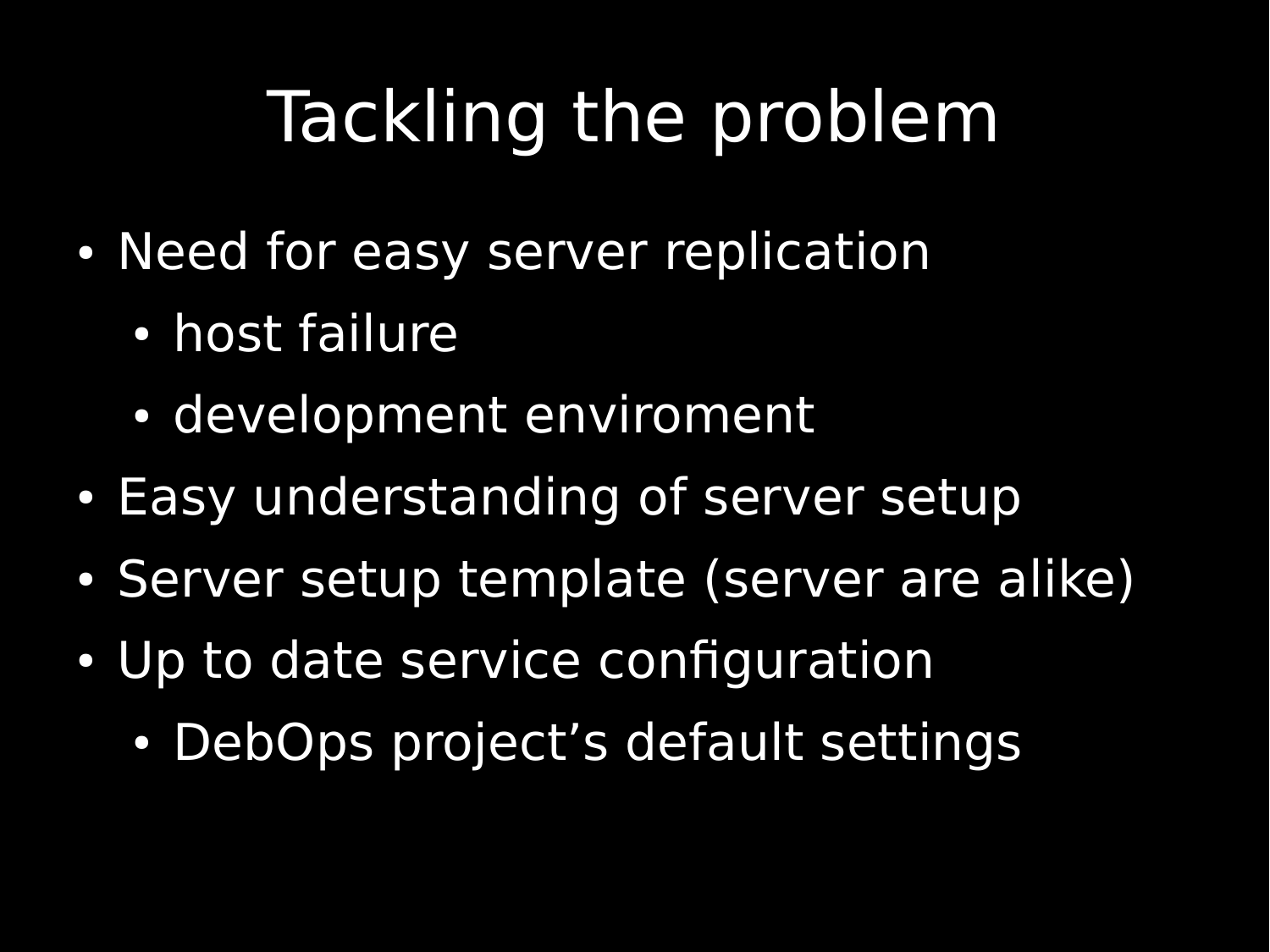# Tackling the problem

- Need for easy server replication
  - host failure
  - development enviroment
- Easy understanding of server setup
- Server setup template (server are alike)
- Up to date service configuration
  - DebOps project’s default settings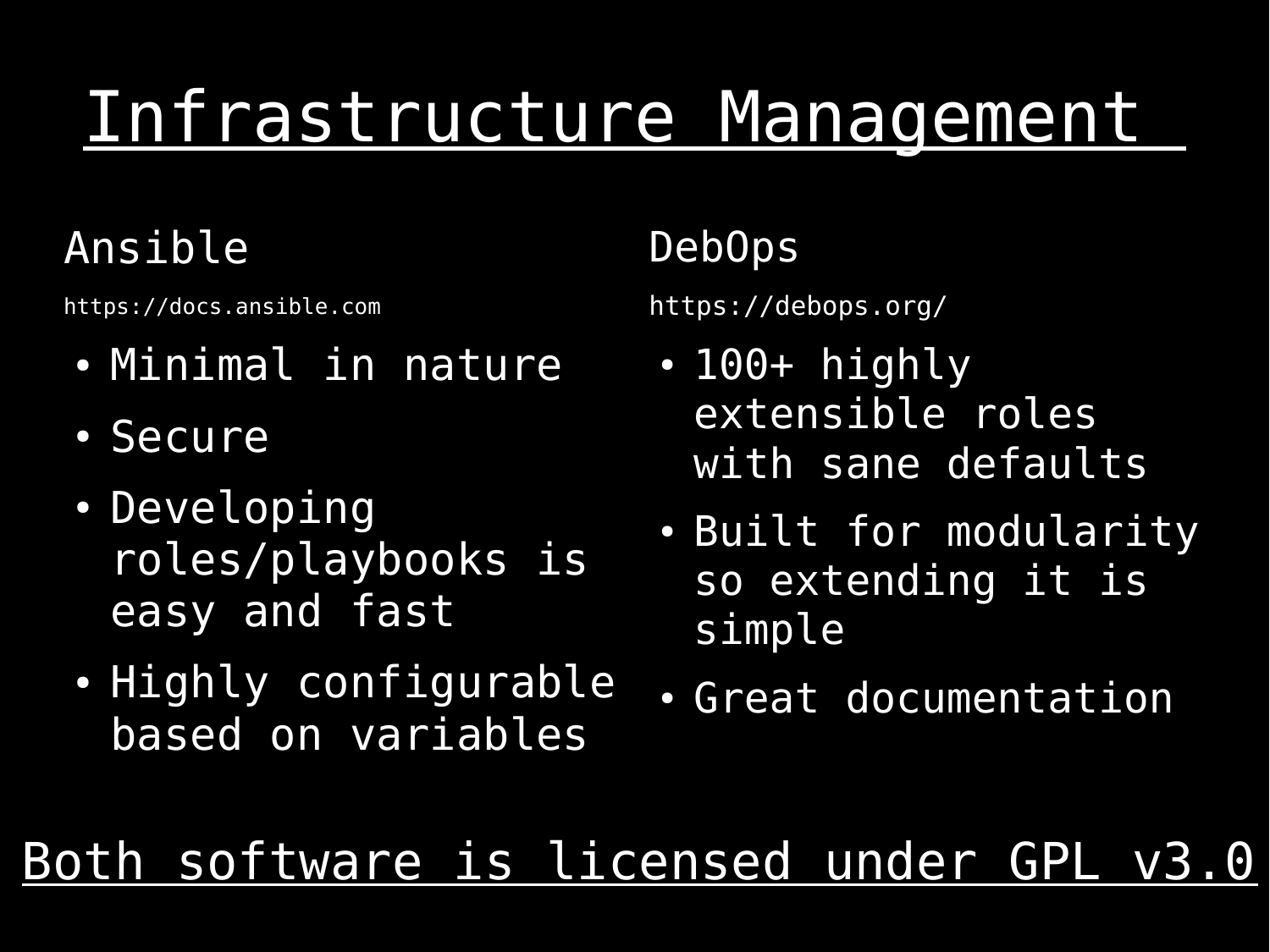# Infrastructure Management

## Ansible

https://docs.ansible.com

- Minimal in nature
- Secure
- Developing roles/playbooks is easy and fast
- Highly configurable based on variables

## DebOps

https://debops.org/

- 100+ highly extensible roles with sane defaults
- Built for modularity so extending it is simple
- Great documentation

Both software is licensed under GPL v3.0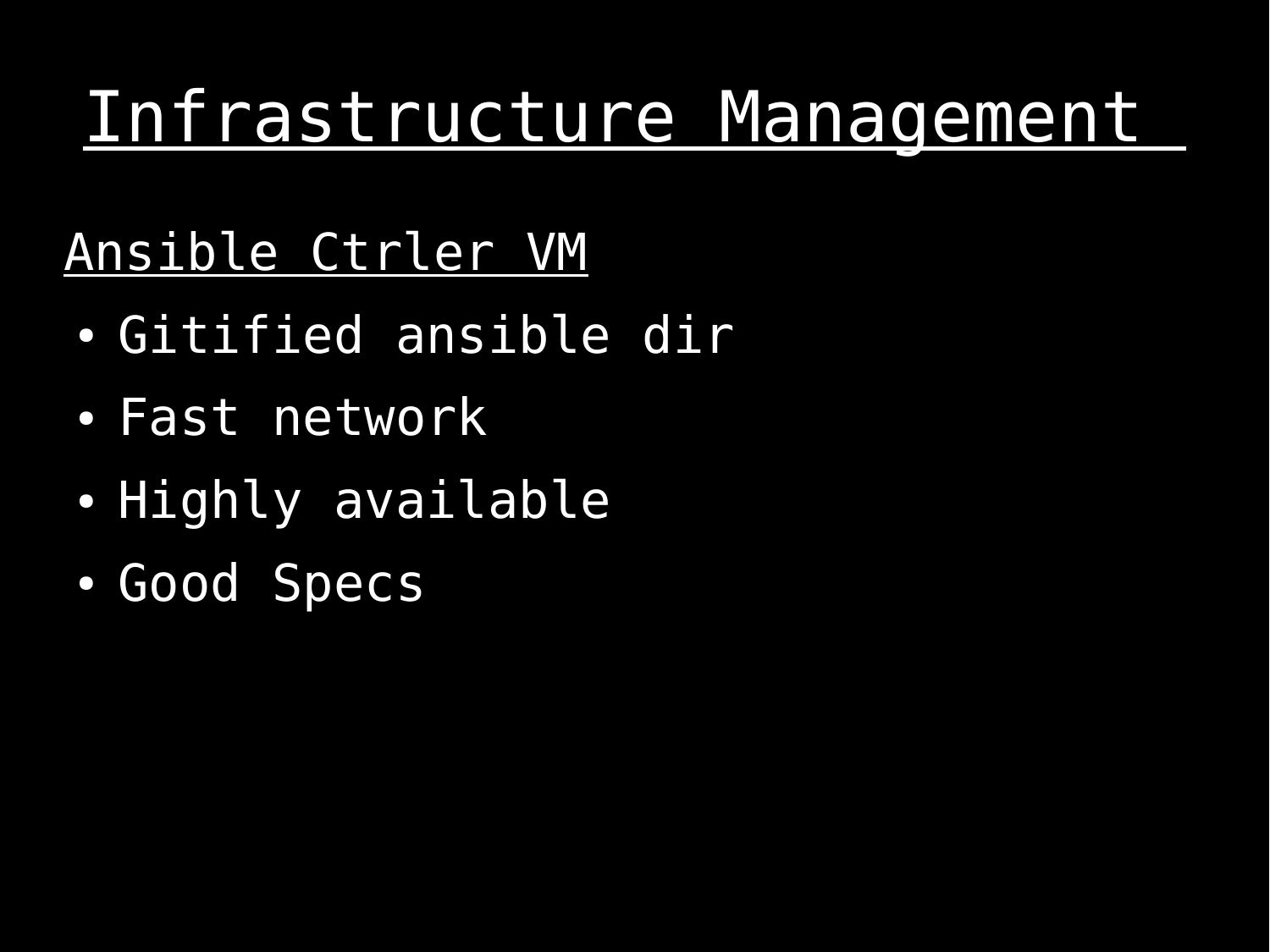# Infrastructure Management

## Ansible Ctrler VM

- Gitified ansible dir
- Fast network
- Highly available
- Good Specs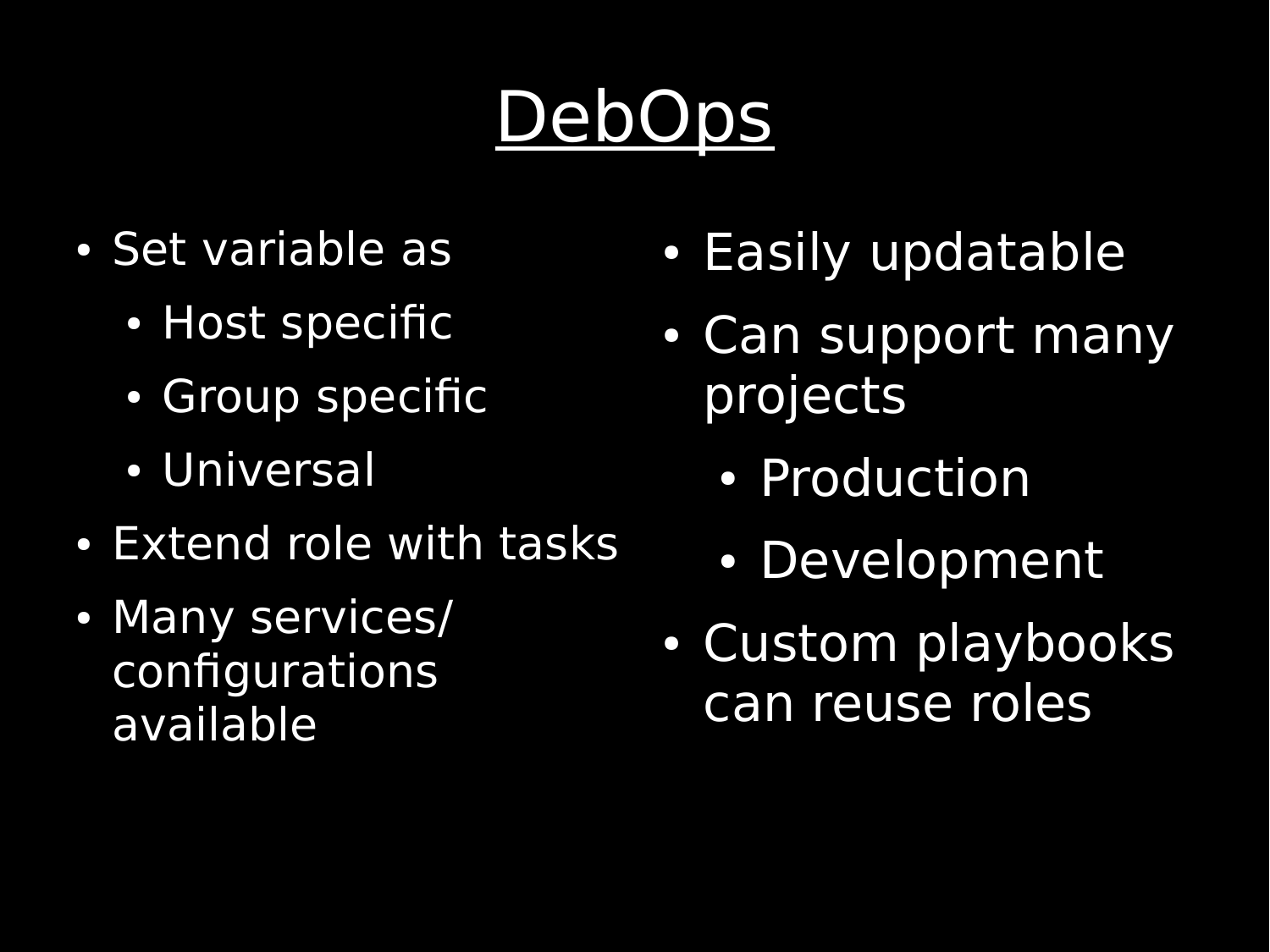# DebOps

- Set variable as
  - Host specific
  - Group specific
  - Universal
- Extend role with tasks
- Many services/ configurations available

- Easily updatable
- Can support many projects
  - Production
  - Development
- Custom playbooks can reuse roles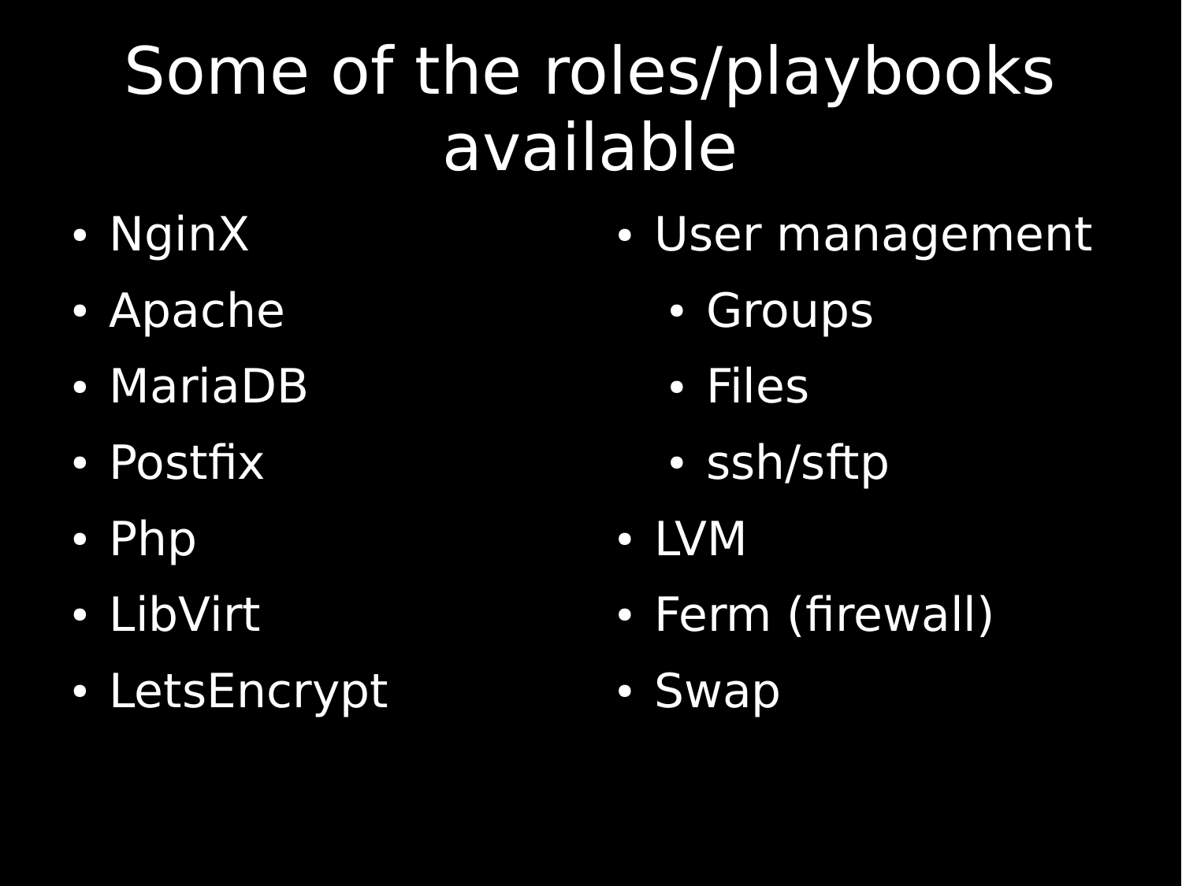# Some of the roles/playbooks available

- NginX
- Apache
- MariaDB
- Postfix
- Php
- LibVirt
- LetsEncrypt
- User management
  - Groups
  - Files
  - ssh/sftp
- LVM
- Ferm (firewall)
- Swap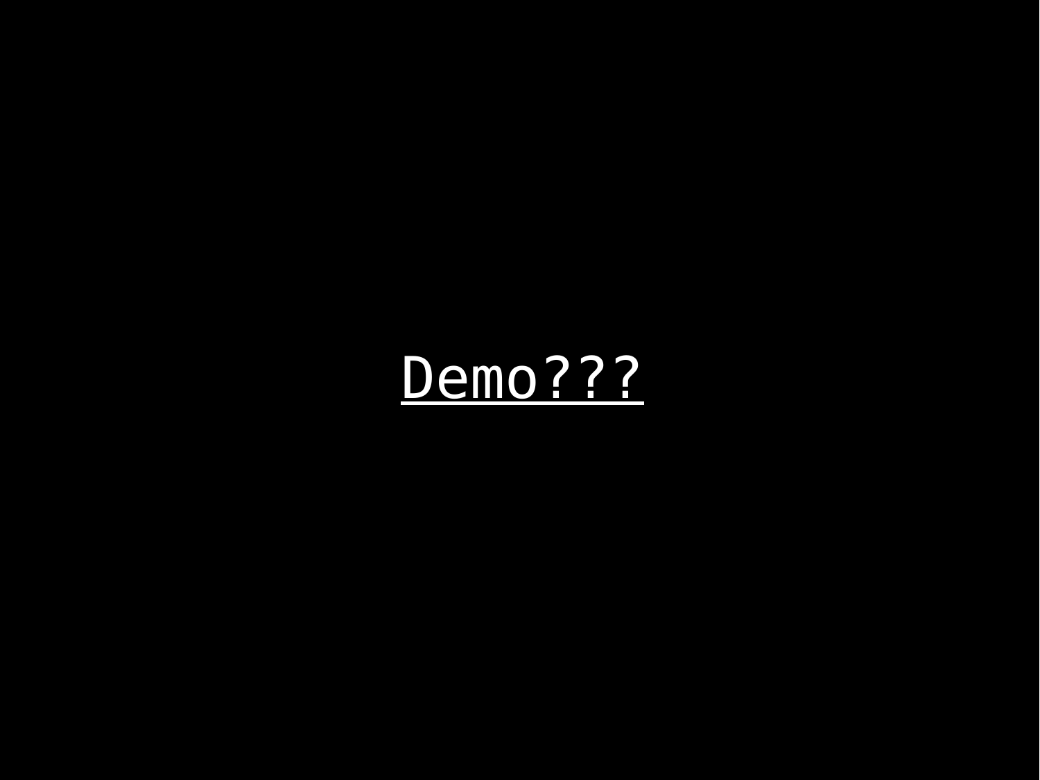Demo???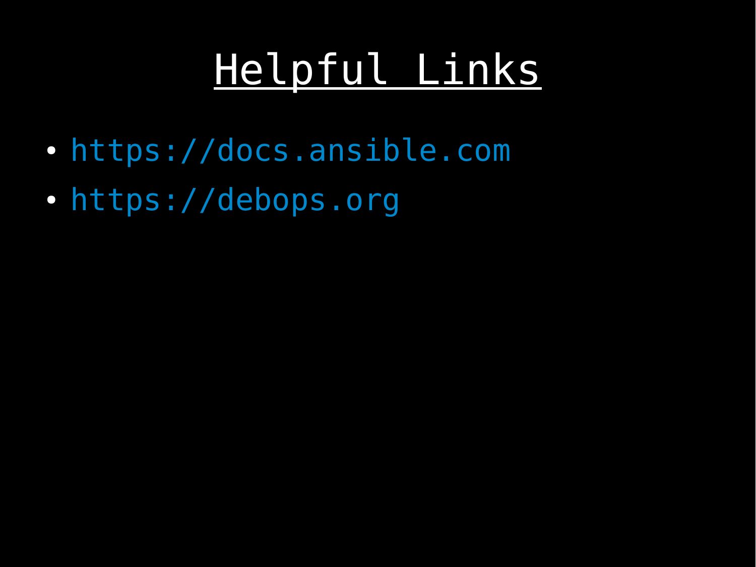# Helpful Links

- https://docs.ansible.com
- https://debops.org